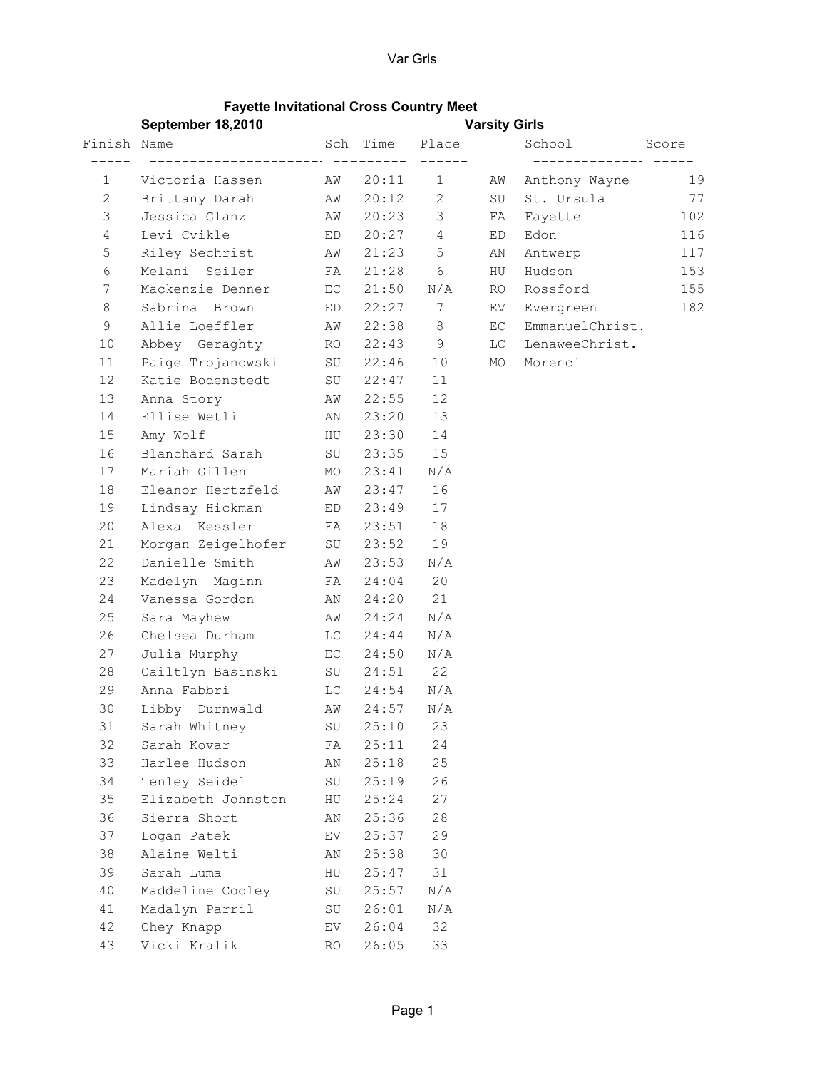# Fayette Invitational Cross Country Meet

**September 18,2010** **Varsity Girls**

| Finish | Name | Sch | Time | Place |
|---|---|---|---|---|
| 1 | Victoria Hassen | AW | 20:11 | 1 |
| 2 | Brittany Darah | AW | 20:12 | 2 |
| 3 | Jessica Glanz | AW | 20:23 | 3 |
| 4 | Levi Cvikle | ED | 20:27 | 4 |
| 5 | Riley Sechrist | AW | 21:23 | 5 |
| 6 | Melani Seiler | FA | 21:28 | 6 |
| 7 | Mackenzie Denner | EC | 21:50 | N/A |
| 8 | Sabrina Brown | ED | 22:27 | 7 |
| 9 | Allie Loeffler | AW | 22:38 | 8 |
| 10 | Abbey Geraghty | RO | 22:43 | 9 |
| 11 | Paige Trojanowski | SU | 22:46 | 10 |
| 12 | Katie Bodenstedt | SU | 22:47 | 11 |
| 13 | Anna Story | AW | 22:55 | 12 |
| 14 | Ellise Wetli | AN | 23:20 | 13 |
| 15 | Amy Wolf | HU | 23:30 | 14 |
| 16 | Blanchard Sarah | SU | 23:35 | 15 |
| 17 | Mariah Gillen | MO | 23:41 | N/A |
| 18 | Eleanor Hertzfeld | AW | 23:47 | 16 |
| 19 | Lindsay Hickman | ED | 23:49 | 17 |
| 20 | Alexa Kessler | FA | 23:51 | 18 |
| 21 | Morgan Zeigelhofer | SU | 23:52 | 19 |
| 22 | Danielle Smith | AW | 23:53 | N/A |
| 23 | Madelyn Maginn | FA | 24:04 | 20 |
| 24 | Vanessa Gordon | AN | 24:20 | 21 |
| 25 | Sara Mayhew | AW | 24:24 | N/A |
| 26 | Chelsea Durham | LC | 24:44 | N/A |
| 27 | Julia Murphy | EC | 24:50 | N/A |
| 28 | Cailtlyn Basinski | SU | 24:51 | 22 |
| 29 | Anna Fabbri | LC | 24:54 | N/A |
| 30 | Libby Durnwald | AW | 24:57 | N/A |
| 31 | Sarah Whitney | SU | 25:10 | 23 |
| 32 | Sarah Kovar | FA | 25:11 | 24 |
| 33 | Harlee Hudson | AN | 25:18 | 25 |
| 34 | Tenley Seidel | SU | 25:19 | 26 |
| 35 | Elizabeth Johnston | HU | 25:24 | 27 |
| 36 | Sierra Short | AN | 25:36 | 28 |
| 37 | Logan Patek | EV | 25:37 | 29 |
| 38 | Alaine Welti | AN | 25:38 | 30 |
| 39 | Sarah Luma | HU | 25:47 | 31 |
| 40 | Maddeline Cooley | SU | 25:57 | N/A |
| 41 | Madalyn Parril | SU | 26:01 | N/A |
| 42 | Chey Knapp | EV | 26:04 | 32 |
| 43 | Vicki Kralik | RO | 26:05 | 33 |

| | School | Score |
|---|---|---|
| AW | Anthony Wayne | 19 |
| SU | St. Ursula | 77 |
| FA | Fayette | 102 |
| ED | Edon | 116 |
| AN | Antwerp | 117 |
| HU | Hudson | 153 |
| RO | Rossford | 155 |
| EV | Evergreen | 182 |
| EC | EmmanuelChrist. | |
| LC | LenaweeChrist. | |
| MO | Morenci | |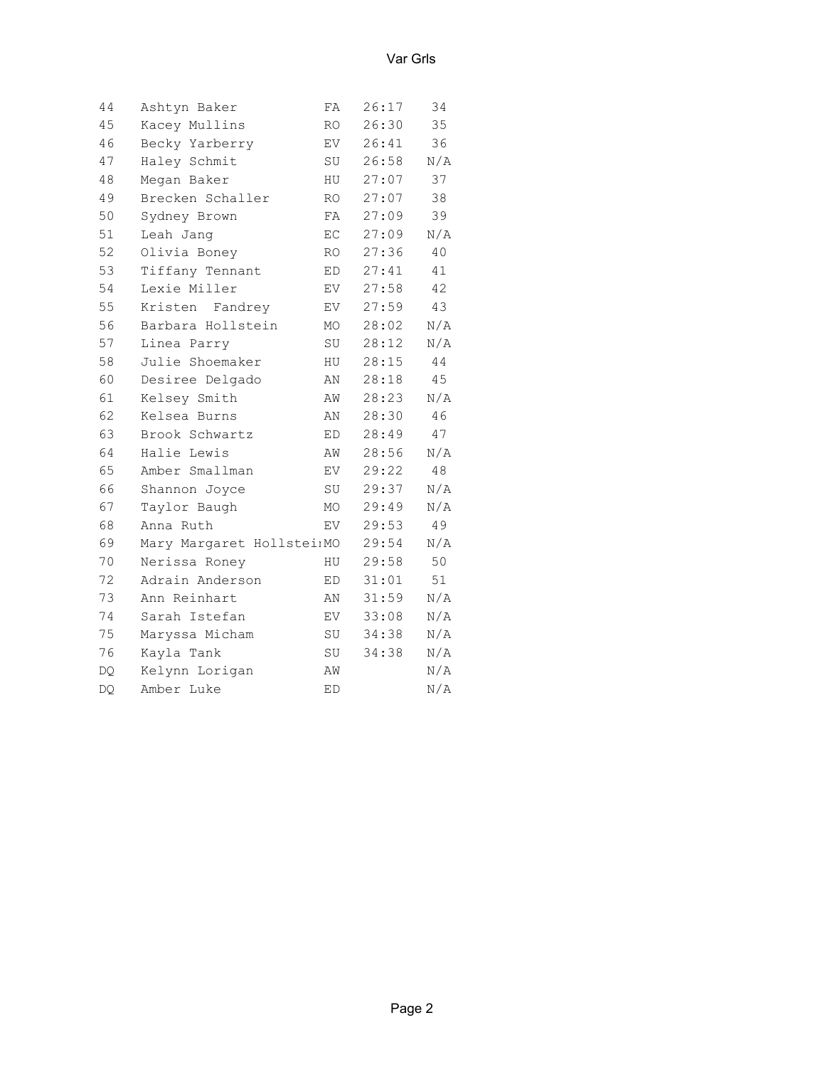# Var Grls

| | | | | |
|---|---|---|---|---|
| 44 | Ashtyn Baker | FA | 26:17 | 34 |
| 45 | Kacey Mullins | RO | 26:30 | 35 |
| 46 | Becky Yarberry | EV | 26:41 | 36 |
| 47 | Haley Schmit | SU | 26:58 | N/A |
| 48 | Megan Baker | HU | 27:07 | 37 |
| 49 | Brecken Schaller | RO | 27:07 | 38 |
| 50 | Sydney Brown | FA | 27:09 | 39 |
| 51 | Leah Jang | EC | 27:09 | N/A |
| 52 | Olivia Boney | RO | 27:36 | 40 |
| 53 | Tiffany Tennant | ED | 27:41 | 41 |
| 54 | Lexie Miller | EV | 27:58 | 42 |
| 55 | Kristen  Fandrey | EV | 27:59 | 43 |
| 56 | Barbara Hollstein | MO | 28:02 | N/A |
| 57 | Linea Parry | SU | 28:12 | N/A |
| 58 | Julie Shoemaker | HU | 28:15 | 44 |
| 60 | Desiree Delgado | AN | 28:18 | 45 |
| 61 | Kelsey Smith | AW | 28:23 | N/A |
| 62 | Kelsea Burns | AN | 28:30 | 46 |
| 63 | Brook Schwartz | ED | 28:49 | 47 |
| 64 | Halie Lewis | AW | 28:56 | N/A |
| 65 | Amber Smallman | EV | 29:22 | 48 |
| 66 | Shannon Joyce | SU | 29:37 | N/A |
| 67 | Taylor Baugh | MO | 29:49 | N/A |
| 68 | Anna Ruth | EV | 29:53 | 49 |
| 69 | Mary Margaret Hollstei | MO | 29:54 | N/A |
| 70 | Nerissa Roney | HU | 29:58 | 50 |
| 72 | Adrain Anderson | ED | 31:01 | 51 |
| 73 | Ann Reinhart | AN | 31:59 | N/A |
| 74 | Sarah Istefan | EV | 33:08 | N/A |
| 75 | Maryssa Micham | SU | 34:38 | N/A |
| 76 | Kayla Tank | SU | 34:38 | N/A |
| DQ | Kelynn Lorigan | AW | | N/A |
| DQ | Amber Luke | ED | | N/A |